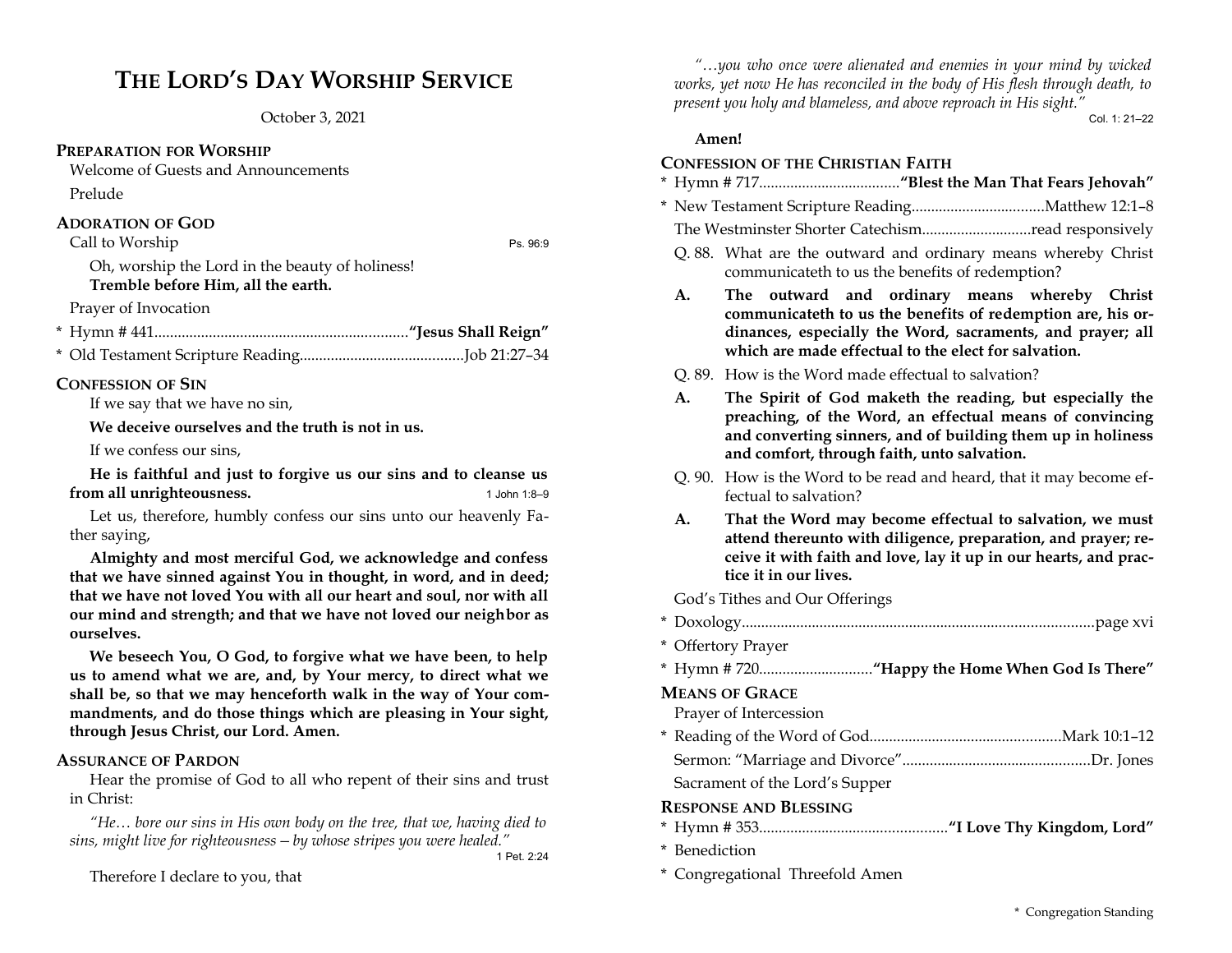# THE LORD'S DAY WORSHIP SERVICE

October 3, 2021

## PREPARATION FOR WORSHIP

Welcome of Guests and Announcements

Prelude

## ADORATION OF GOD

Call to Worship — Ps. 96:9

Oh, worship the Lord in the beauty of holiness!
**Tremble before Him, all the earth.**

Prayer of Invocation

\* Hymn # 441................................................................**"Jesus Shall Reign"**

\* Old Testament Scripture Reading..........................................Job 21:27–34

## CONFESSION OF SIN

If we say that we have no sin,

**We deceive ourselves and the truth is not in us.**

If we confess our sins,

**He is faithful and just to forgive us our sins and to cleanse us from all unrighteousness.** — 1 John 1:8–9

Let us, therefore, humbly confess our sins unto our heavenly Father saying,

**Almighty and most merciful God, we acknowledge and confess that we have sinned against You in thought, in word, and in deed; that we have not loved You with all our heart and soul, nor with all our mind and strength; and that we have not loved our neighbor as ourselves.**

**We beseech You, O God, to forgive what we have been, to help us to amend what we are, and, by Your mercy, to direct what we shall be, so that we may henceforth walk in the way of Your commandments, and do those things which are pleasing in Your sight, through Jesus Christ, our Lord. Amen.**

## ASSURANCE OF PARDON

Hear the promise of God to all who repent of their sins and trust in Christ:

*"He… bore our sins in His own body on the tree, that we, having died to sins, might live for righteousness — by whose stripes you were healed."* — 1 Pet. 2:24

Therefore I declare to you, that

*"…you who once were alienated and enemies in your mind by wicked works, yet now He has reconciled in the body of His flesh through death, to present you holy and blameless, and above reproach in His sight."* — Col. 1: 21–22

**Amen!**

## CONFESSION OF THE CHRISTIAN FAITH

\* Hymn # 717...................................**"Blest the Man That Fears Jehovah"**

\* New Testament Scripture Reading..................................Matthew 12:1–8

The Westminster Shorter Catechism............................read responsively

Q. 88. What are the outward and ordinary means whereby Christ communicateth to us the benefits of redemption?

**A. The outward and ordinary means whereby Christ communicateth to us the benefits of redemption are, his ordinances, especially the Word, sacraments, and prayer; all which are made effectual to the elect for salvation.**

Q. 89. How is the Word made effectual to salvation?

**A. The Spirit of God maketh the reading, but especially the preaching, of the Word, an effectual means of convincing and converting sinners, and of building them up in holiness and comfort, through faith, unto salvation.**

Q. 90. How is the Word to be read and heard, that it may become effectual to salvation?

**A. That the Word may become effectual to salvation, we must attend thereunto with diligence, preparation, and prayer; receive it with faith and love, lay it up in our hearts, and practice it in our lives.**

God's Tithes and Our Offerings

\* Doxology.........................................................................................page xvi

\* Offertory Prayer

\* Hymn # 720.............................**"Happy the Home When God Is There"**

## MEANS OF GRACE

Prayer of Intercession

\* Reading of the Word of God................................................Mark 10:1–12

Sermon: "Marriage and Divorce"................................................Dr. Jones

Sacrament of the Lord's Supper

## RESPONSE AND BLESSING

\* Hymn # 353................................................**"I Love Thy Kingdom, Lord"**

\* Benediction

\* Congregational Threefold Amen

\* Congregation Standing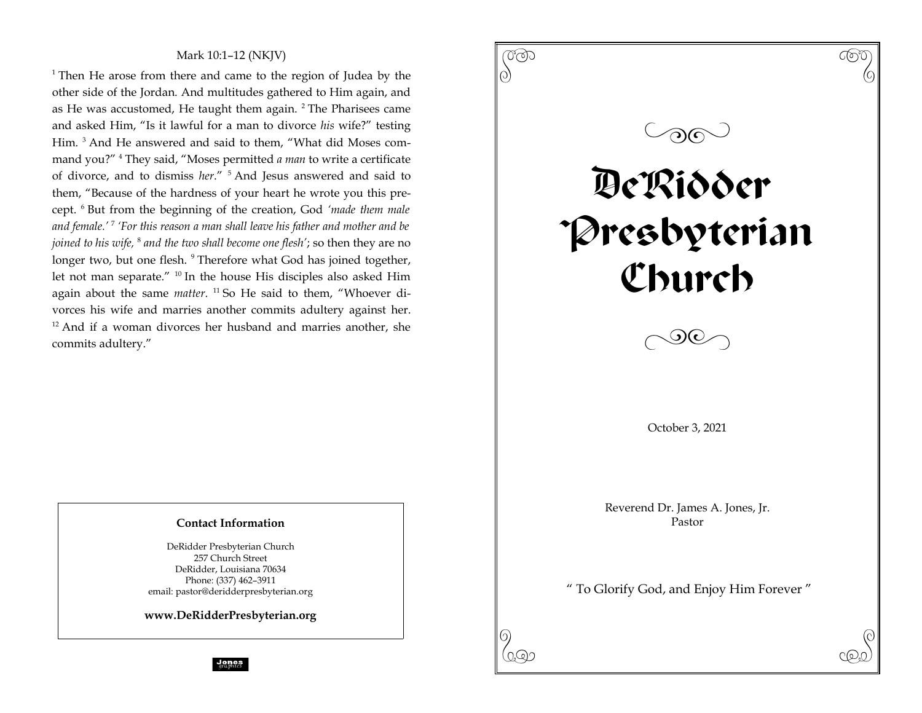Mark 10:1–12 (NKJV)

[1] Then He arose from there and came to the region of Judea by the other side of the Jordan. And multitudes gathered to Him again, and as He was accustomed, He taught them again. [2] The Pharisees came and asked Him, "Is it lawful for a man to divorce *his* wife?" testing Him. [3] And He answered and said to them, "What did Moses command you?" [4] They said, "Moses permitted *a man* to write a certificate of divorce, and to dismiss *her*." [5] And Jesus answered and said to them, "Because of the hardness of your heart he wrote you this precept. [6] But from the beginning of the creation, God *'made them male and female.'* [7] *'For this reason a man shall leave his father and mother and be joined to his wife,* [8] *and the two shall become one flesh'*; so then they are no longer two, but one flesh. [9] Therefore what God has joined together, let not man separate." [10] In the house His disciples also asked Him again about the same *matter*. [11] So He said to them, "Whoever divorces his wife and marries another commits adultery against her. [12] And if a woman divorces her husband and marries another, she commits adultery."

**Contact Information**

DeRidder Presbyterian Church
257 Church Street
DeRidder, Louisiana 70634
Phone: (337) 462–3911
email: pastor@deridderpresbyterian.org

**www.DeRidderPresbyterian.org**

Jones graphics

# DeRidder Presbyterian Church

October 3, 2021

Reverend Dr. James A. Jones, Jr.
Pastor

" To Glorify God, and Enjoy Him Forever "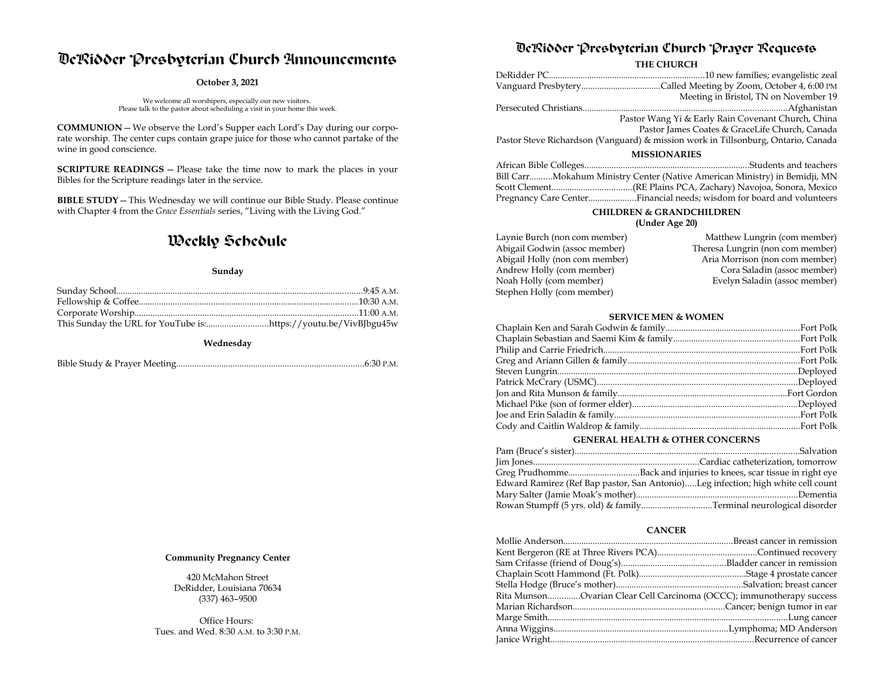# DeRidder Presbyterian Church Announcements

**October 3, 2021**

We welcome all worshipers, especially our new visitors.
Please talk to the pastor about scheduling a visit in your home this week.

**COMMUNION** — We observe the Lord's Supper each Lord's Day during our corporate worship. The center cups contain grape juice for those who cannot partake of the wine in good conscience.

**SCRIPTURE READINGS** — Please take the time now to mark the places in your Bibles for the Scripture readings later in the service.

**BIBLE STUDY** — This Wednesday we will continue our Bible Study. Please continue with Chapter 4 from the *Grace Essentials* series, "Living with the Living God."

# Weekly Schedule

**Sunday**

Sunday School........................................9:45 A.M.
Fellowship & Coffee........................................10:30 A.M.
Corporate Worship........................................11:00 A.M.
This Sunday the URL for YouTube is:........................https://youtu.be/VivBJbgu45w

**Wednesday**

Bible Study & Prayer Meeting........................................6:30 P.M.

**Community Pregnancy Center**

420 McMahon Street
DeRidder, Louisiana 70634
(337) 463–9500

Office Hours:
Tues. and Wed. 8:30 A.M. to 3:30 P.M.

# DeRidder Presbyterian Church Prayer Requests

### THE CHURCH

DeRidder PC........................................10 new families; evangelistic zeal
Vanguard Presbytery........................Called Meeting by Zoom, October 4, 6:00 PM
Meeting in Bristol, TN on November 19
Persecuted Christians........................................Afghanistan
Pastor Wang Yi & Early Rain Covenant Church, China
Pastor James Coates & GraceLife Church, Canada
Pastor Steve Richardson (Vanguard) & mission work in Tillsonburg, Ontario, Canada

### MISSIONARIES

African Bible Colleges........................................Students and teachers
Bill Carr..........Mokahum Ministry Center (Native American Ministry) in Bemidji, MN
Scott Clement........................(RE Plains PCA, Zachary) Navojoa, Sonora, Mexico
Pregnancy Care Center....................Financial needs; wisdom for board and volunteers

### CHILDREN & GRANDCHILDREN
**(Under Age 20)**

Laynie Burch (non com member)
Abigail Godwin (assoc member)
Abigail Holly (non com member)
Andrew Holly (com member)
Noah Holly (com member)
Stephen Holly (com member)
Matthew Lungrin (com member)
Theresa Lungrin (non com member)
Aria Morrison (non com member)
Cora Saladin (assoc member)
Evelyn Saladin (assoc member)

### SERVICE MEN & WOMEN

Chaplain Ken and Sarah Godwin & family........................................Fort Polk
Chaplain Sebastian and Saemi Kim & family........................................Fort Polk
Philip and Carrie Friedrich........................................Fort Polk
Greg and Ariann Gillen & family........................................Fort Polk
Steven Lungrin........................................Deployed
Patrick McCrary (USMC)........................................Deployed
Jon and Rita Munson & family........................................Fort Gordon
Michael Pike (son of former elder)........................................Deployed
Joe and Erin Saladin & family........................................Fort Polk
Cody and Caitlin Waldrop & family........................................Fort Polk

### GENERAL HEALTH & OTHER CONCERNS

Pam (Bruce's sister)........................................Salvation
Jim Jones........................................Cardiac catheterization, tomorrow
Greg Prudhomme........................Back and injuries to knees, scar tissue in right eye
Edward Ramirez (Ref Bap pastor, San Antonio).....Leg infection; high white cell count
Mary Salter (Jamie Moak's mother)........................................Dementia
Rowan Stumpff (5 yrs. old) & family........................Terminal neurological disorder

### CANCER

Mollie Anderson........................................Breast cancer in remission
Kent Bergeron (RE at Three Rivers PCA)........................................Continued recovery
Sam Crifasse (friend of Doug's)........................................Bladder cancer in remission
Chaplain Scott Hammond (Ft. Polk)........................................Stage 4 prostate cancer
Stella Hodge (Bruce's mother)........................................Salvation; breast cancer
Rita Munson..............Ovarian Clear Cell Carcinoma (OCCC); immunotherapy success
Marian Richardson........................................Cancer; benign tumor in ear
Marge Smith........................................Lung cancer
Anna Wiggins........................................Lymphoma; MD Anderson
Janice Wright........................................Recurrence of cancer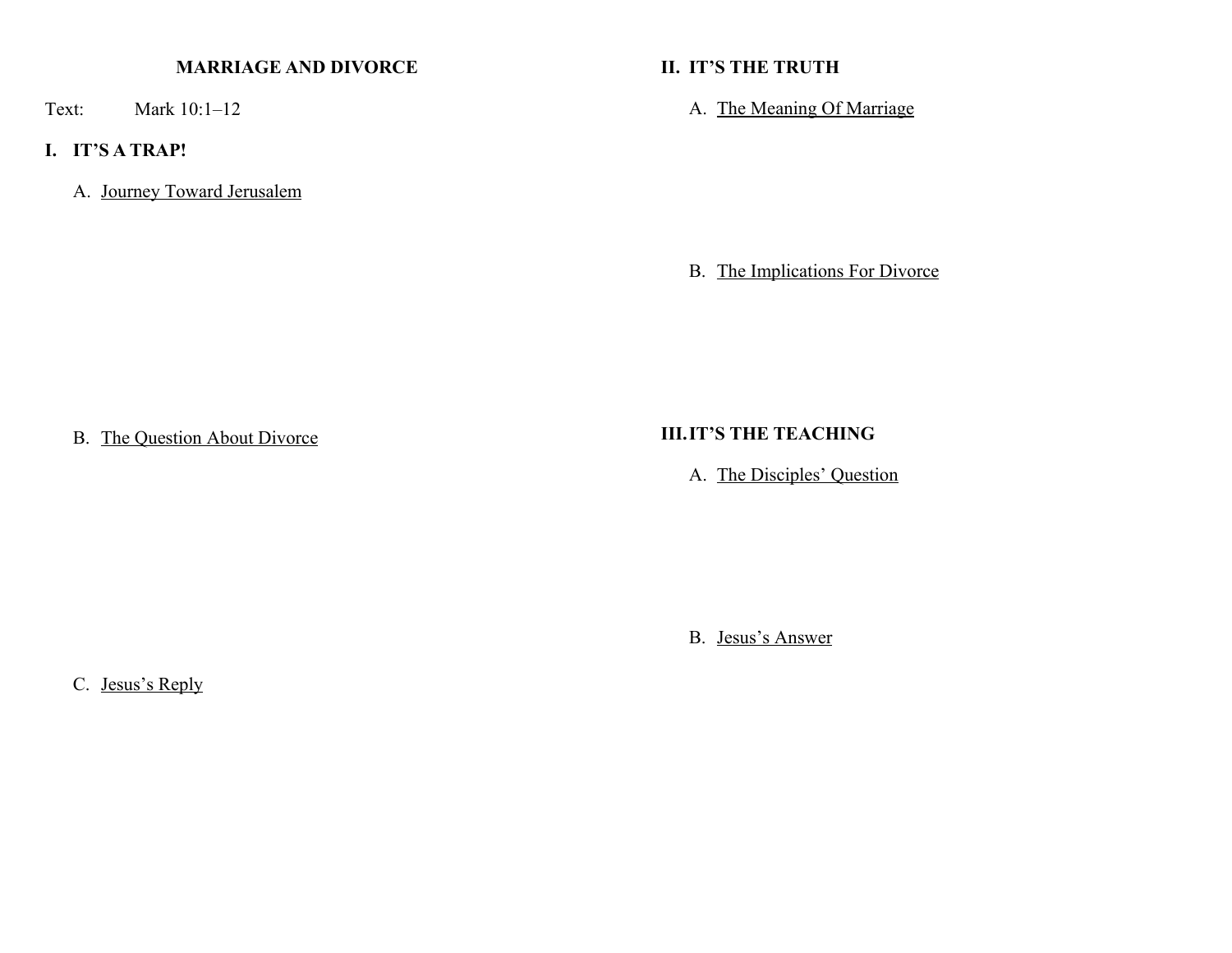# MARRIAGE AND DIVORCE

Text: Mark 10:1–12

## I. IT'S A TRAP!

A. Journey Toward Jerusalem

B. The Question About Divorce

C. Jesus's Reply

## II. IT'S THE TRUTH

A. The Meaning Of Marriage

B. The Implications For Divorce

## III. IT'S THE TEACHING

A. The Disciples' Question

B. Jesus's Answer